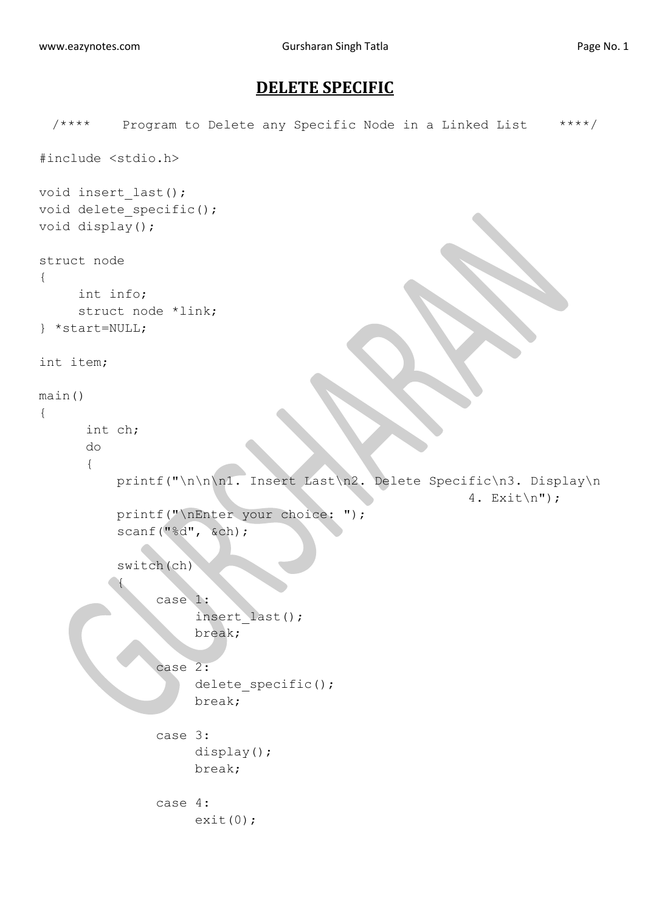# DELETE SPECIFIC

```
 /****    Program to Delete any Specific Node in a Linked List     ****/

#include <stdio.h>

void insert_last();
void delete_specific();
void display();

struct node
{
     int info;
     struct node *link;
} *start=NULL;

int item;

main()
{
      int ch;
      do
      {
          printf("\n\n\n1. Insert Last\n2. Delete Specific\n3. Display\n
                                                         4. Exit\n");
          printf("\nEnter your choice: ");
          scanf("%d", &ch);

          switch(ch)
          {
               case 1:
                    insert_last();
                    break;

               case 2:
                    delete_specific();
                    break;

               case 3:
                    display();
                    break;

               case 4:
                    exit(0);
```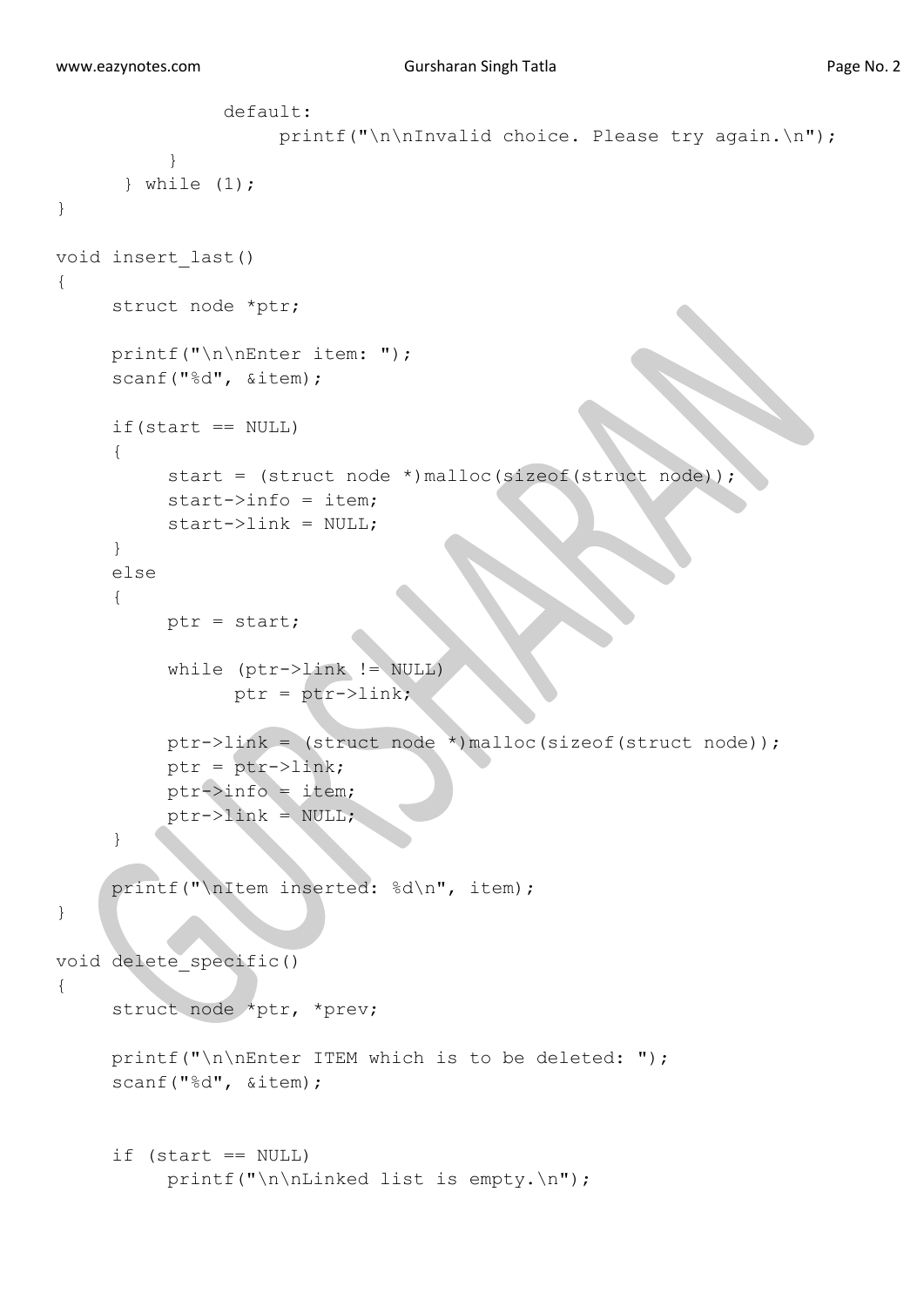```
            default:
                printf("\n\nInvalid choice. Please try again.\n");
        }
    } while (1);
}

void insert_last()
{
    struct node *ptr;

    printf("\n\nEnter item: ");
    scanf("%d", &item);

    if(start == NULL)
    {
        start = (struct node *)malloc(sizeof(struct node));
        start->info = item;
        start->link = NULL;
    }
    else
    {
        ptr = start;

        while (ptr->link != NULL)
            ptr = ptr->link;

        ptr->link = (struct node *)malloc(sizeof(struct node));
        ptr = ptr->link;
        ptr->info = item;
        ptr->link = NULL;
    }

    printf("\nItem inserted: %d\n", item);
}

void delete_specific()
{
    struct node *ptr, *prev;

    printf("\n\nEnter ITEM which is to be deleted: ");
    scanf("%d", &item);


    if (start == NULL)
        printf("\n\nLinked list is empty.\n");
```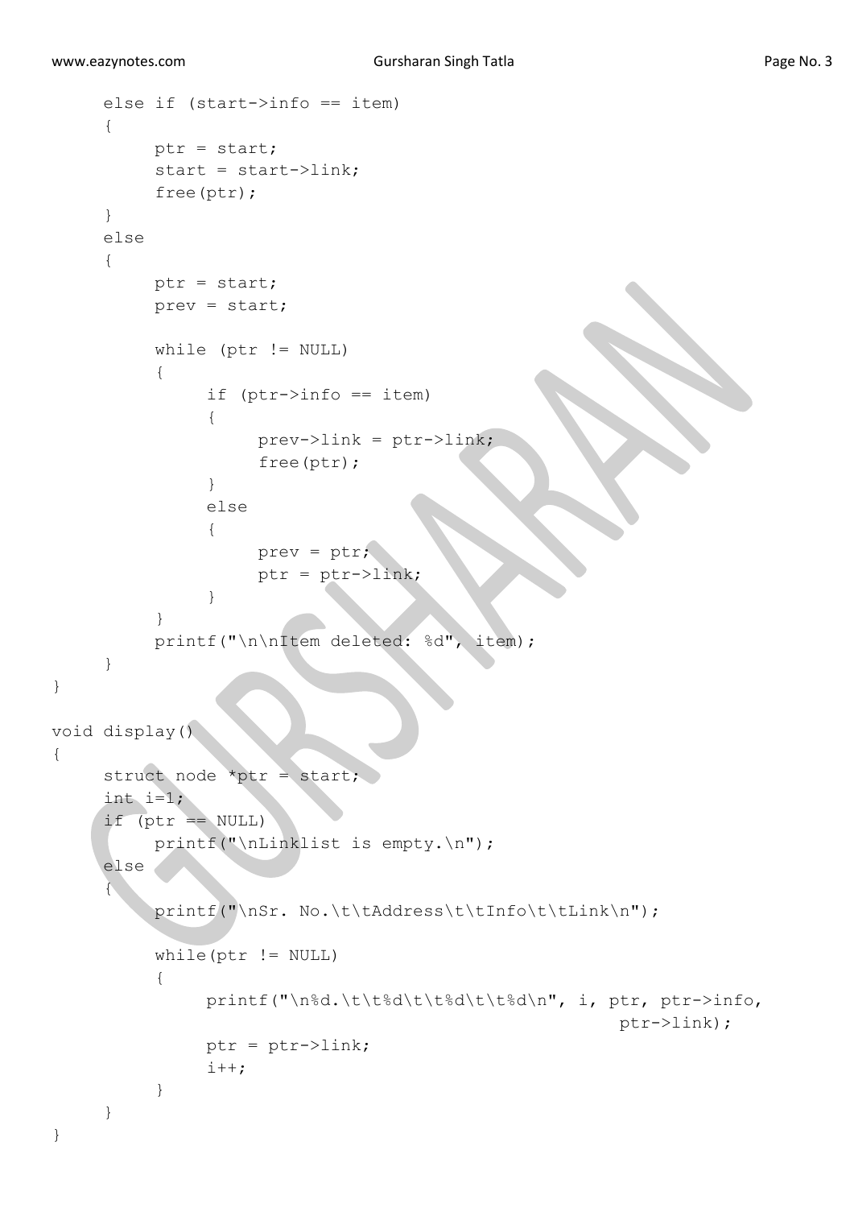```c
    else if (start->info == item)
    {
        ptr = start;
        start = start->link;
        free(ptr);
    }
    else
    {
        ptr = start;
        prev = start;

        while (ptr != NULL)
        {
            if (ptr->info == item)
            {
                prev->link = ptr->link;
                free(ptr);
            }
            else
            {
                prev = ptr;
                ptr = ptr->link;
            }
        }
        printf("\n\nItem deleted: %d", item);
    }
}

void display()
{
    struct node *ptr = start;
    int i=1;
    if (ptr == NULL)
        printf("\nLinklist is empty.\n");
    else
    {
        printf("\nSr. No.\t\tAddress\t\tInfo\t\tLink\n");

        while(ptr != NULL)
        {
            printf("\n%d.\t\t%d\t\t%d\t\t%d\n", i, ptr, ptr->info,
                                                        ptr->link);
            ptr = ptr->link;
            i++;
        }
    }
}
```